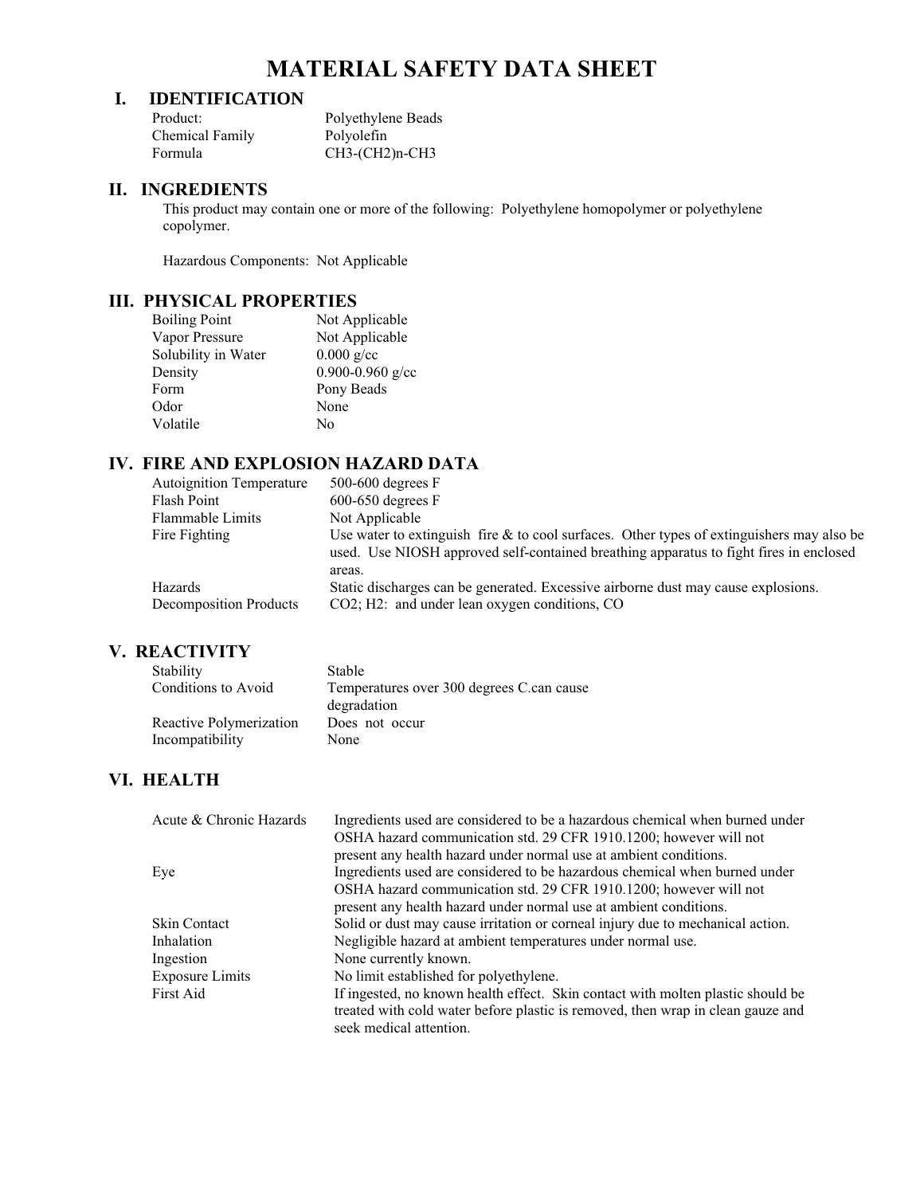# MATERIAL SAFETY DATA SHEET

## I. IDENTIFICATION

| | |
|---|---|
| Product: | Polyethylene Beads |
| Chemical Family | Polyolefin |
| Formula | $CH_3-(CH_2)_n-CH_3$ |

## II. INGREDIENTS

This product may contain one or more of the following: Polyethylene homopolymer or polyethylene copolymer.

Hazardous Components: Not Applicable

## III. PHYSICAL PROPERTIES

| | |
|---|---|
| Boiling Point | Not Applicable |
| Vapor Pressure | Not Applicable |
| Solubility in Water | 0.000 g/cc |
| Density | 0.900-0.960 g/cc |
| Form | Pony Beads |
| Odor | None |
| Volatile | No |

## IV. FIRE AND EXPLOSION HAZARD DATA

| | |
|---|---|
| Autoignition Temperature | 500-600 degrees F |
| Flash Point | 600-650 degrees F |
| Flammable Limits | Not Applicable |
| Fire Fighting | Use water to extinguish fire & to cool surfaces. Other types of extinguishers may also be used. Use NIOSH approved self-contained breathing apparatus to fight fires in enclosed areas. |
| Hazards | Static discharges can be generated. Excessive airborne dust may cause explosions. |
| Decomposition Products | $CO_2$; $H_2$: and under lean oxygen conditions, CO |

## V. REACTIVITY

| | |
|---|---|
| Stability | Stable |
| Conditions to Avoid | Temperatures over 300 degrees C.can cause degradation |
| Reactive Polymerization | Does not occur |
| Incompatibility | None |

## VI. HEALTH

| | |
|---|---|
| Acute & Chronic Hazards | Ingredients used are considered to be a hazardous chemical when burned under OSHA hazard communication std. 29 CFR 1910.1200; however will not present any health hazard under normal use at ambient conditions. |
| Eye | Ingredients used are considered to be hazardous chemical when burned under OSHA hazard communication std. 29 CFR 1910.1200; however will not present any health hazard under normal use at ambient conditions. |
| Skin Contact | Solid or dust may cause irritation or corneal injury due to mechanical action. |
| Inhalation | Negligible hazard at ambient temperatures under normal use. |
| Ingestion | None currently known. |
| Exposure Limits | No limit established for polyethylene. |
| First Aid | If ingested, no known health effect. Skin contact with molten plastic should be treated with cold water before plastic is removed, then wrap in clean gauze and seek medical attention. |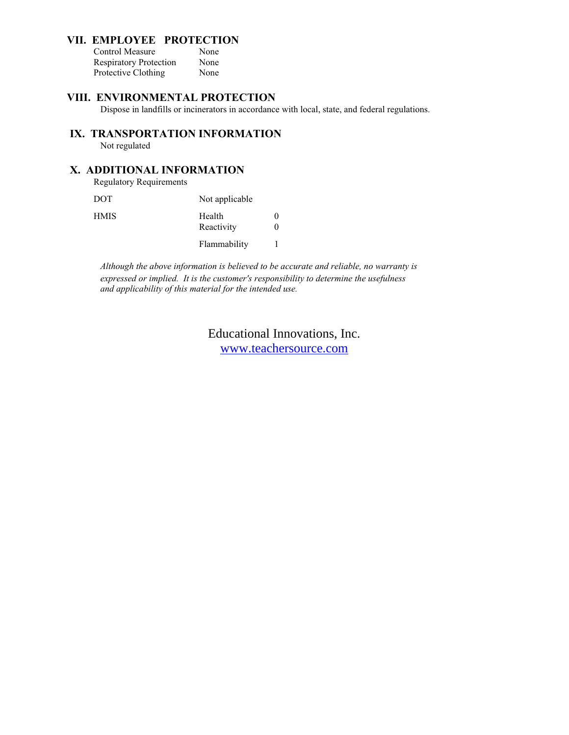## VII. EMPLOYEE PROTECTION

| | |
|---|---|
| Control Measure | None |
| Respiratory Protection | None |
| Protective Clothing | None |

## VIII. ENVIRONMENTAL PROTECTION

Dispose in landfills or incinerators in accordance with local, state, and federal regulations.

## IX. TRANSPORTATION INFORMATION

Not regulated

## X. ADDITIONAL INFORMATION

Regulatory Requirements

| | | |
|---|---|---|
| DOT | Not applicable | |
| HMIS | Health | 0 |
| | Reactivity | 0 |
| | Flammability | 1 |

*Although the above information is believed to be accurate and reliable, no warranty is expressed or implied. It is the customer's responsibility to determine the usefulness and applicability of this material for the intended use.*

Educational Innovations, Inc.
www.teachersource.com